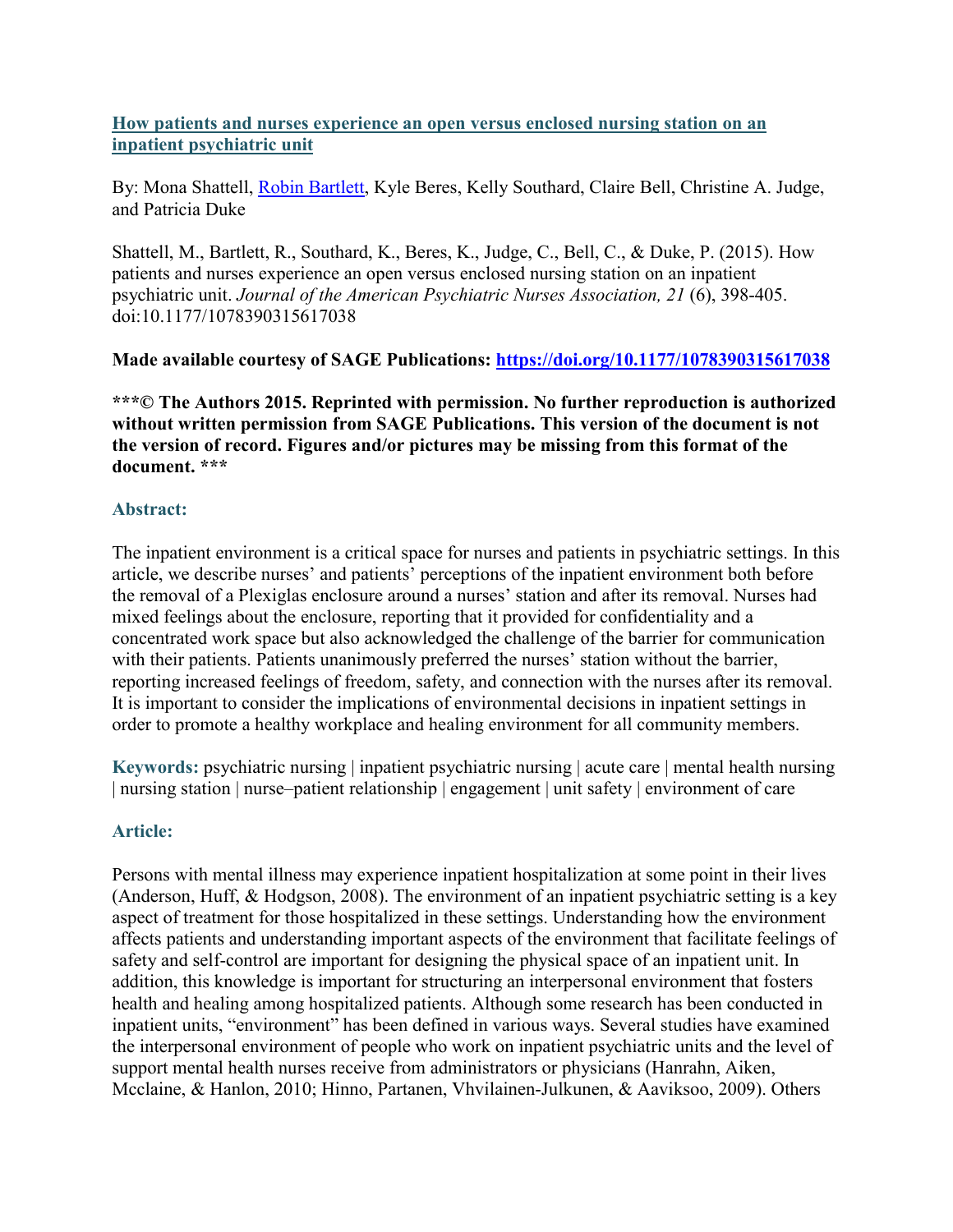# [How patients and nurses experience an open versus enclosed nursing station on an inpatient psychiatric unit](#)

By: Mona Shattell, [Robin Bartlett](#), Kyle Beres, Kelly Southard, Claire Bell, Christine A. Judge, and Patricia Duke

Shattell, M., Bartlett, R., Southard, K., Beres, K., Judge, C., Bell, C., & Duke, P. (2015). How patients and nurses experience an open versus enclosed nursing station on an inpatient psychiatric unit. *Journal of the American Psychiatric Nurses Association, 21* (6), 398-405. doi:10.1177/1078390315617038

**Made available courtesy of SAGE Publications: [https://doi.org/10.1177/1078390315617038](https://doi.org/10.1177/1078390315617038)**

*****© The Authors 2015. Reprinted with permission. No further reproduction is authorized without written permission from SAGE Publications. This version of the document is not the version of record. Figures and/or pictures may be missing from this format of the document. *****

## Abstract:

The inpatient environment is a critical space for nurses and patients in psychiatric settings. In this article, we describe nurses' and patients' perceptions of the inpatient environment both before the removal of a Plexiglas enclosure around a nurses' station and after its removal. Nurses had mixed feelings about the enclosure, reporting that it provided for confidentiality and a concentrated work space but also acknowledged the challenge of the barrier for communication with their patients. Patients unanimously preferred the nurses' station without the barrier, reporting increased feelings of freedom, safety, and connection with the nurses after its removal. It is important to consider the implications of environmental decisions in inpatient settings in order to promote a healthy workplace and healing environment for all community members.

**Keywords:** psychiatric nursing | inpatient psychiatric nursing | acute care | mental health nursing | nursing station | nurse–patient relationship | engagement | unit safety | environment of care

## Article:

Persons with mental illness may experience inpatient hospitalization at some point in their lives (Anderson, Huff, & Hodgson, 2008). The environment of an inpatient psychiatric setting is a key aspect of treatment for those hospitalized in these settings. Understanding how the environment affects patients and understanding important aspects of the environment that facilitate feelings of safety and self-control are important for designing the physical space of an inpatient unit. In addition, this knowledge is important for structuring an interpersonal environment that fosters health and healing among hospitalized patients. Although some research has been conducted in inpatient units, "environment" has been defined in various ways. Several studies have examined the interpersonal environment of people who work on inpatient psychiatric units and the level of support mental health nurses receive from administrators or physicians (Hanrahn, Aiken, Mcclaine, & Hanlon, 2010; Hinno, Partanen, Vhvilainen-Julkunen, & Aaviksoo, 2009). Others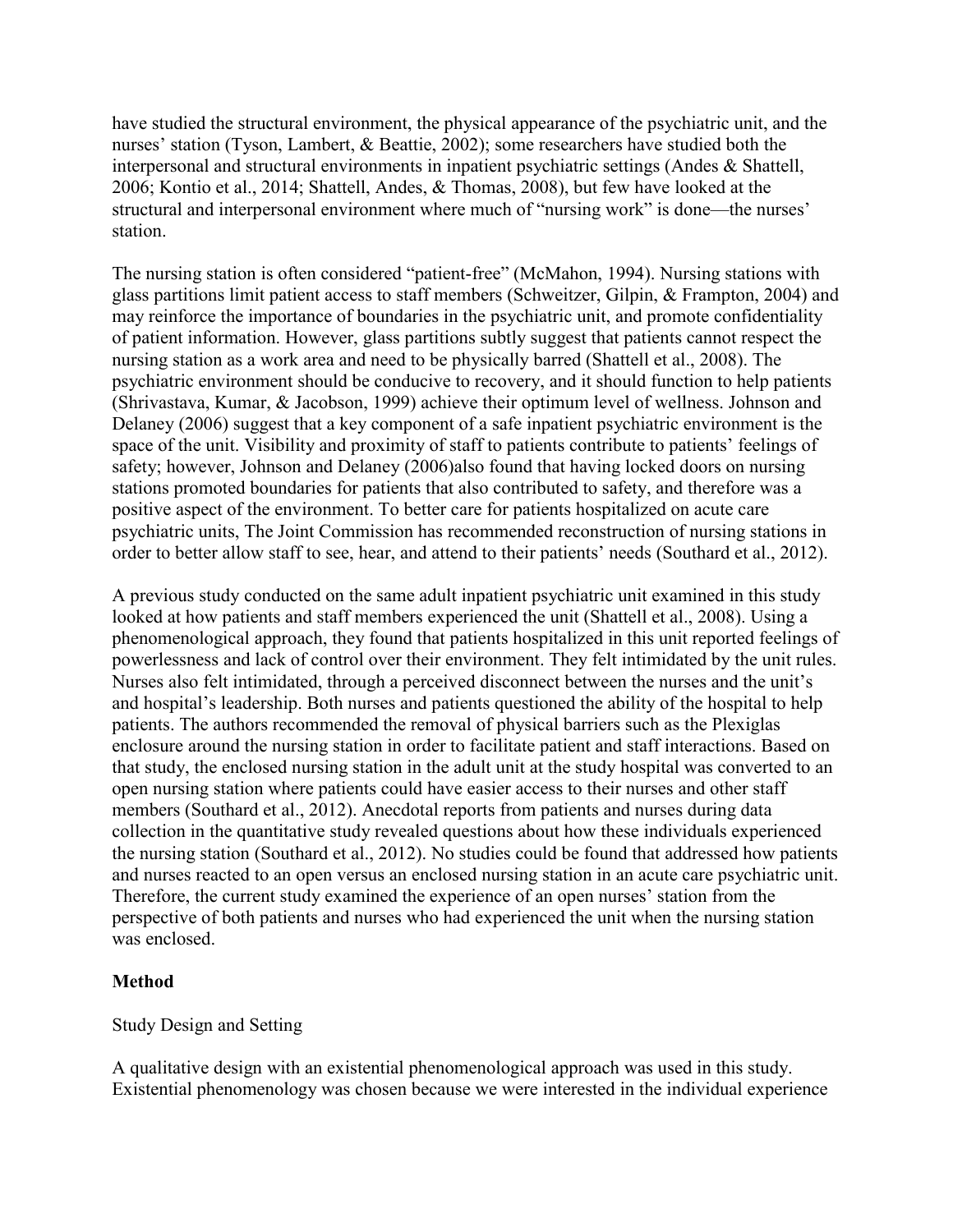have studied the structural environment, the physical appearance of the psychiatric unit, and the nurses' station (Tyson, Lambert, & Beattie, 2002); some researchers have studied both the interpersonal and structural environments in inpatient psychiatric settings (Andes & Shattell, 2006; Kontio et al., 2014; Shattell, Andes, & Thomas, 2008), but few have looked at the structural and interpersonal environment where much of "nursing work" is done—the nurses' station.

The nursing station is often considered "patient-free" (McMahon, 1994). Nursing stations with glass partitions limit patient access to staff members (Schweitzer, Gilpin, & Frampton, 2004) and may reinforce the importance of boundaries in the psychiatric unit, and promote confidentiality of patient information. However, glass partitions subtly suggest that patients cannot respect the nursing station as a work area and need to be physically barred (Shattell et al., 2008). The psychiatric environment should be conducive to recovery, and it should function to help patients (Shrivastava, Kumar, & Jacobson, 1999) achieve their optimum level of wellness. Johnson and Delaney (2006) suggest that a key component of a safe inpatient psychiatric environment is the space of the unit. Visibility and proximity of staff to patients contribute to patients' feelings of safety; however, Johnson and Delaney (2006)also found that having locked doors on nursing stations promoted boundaries for patients that also contributed to safety, and therefore was a positive aspect of the environment. To better care for patients hospitalized on acute care psychiatric units, The Joint Commission has recommended reconstruction of nursing stations in order to better allow staff to see, hear, and attend to their patients' needs (Southard et al., 2012).

A previous study conducted on the same adult inpatient psychiatric unit examined in this study looked at how patients and staff members experienced the unit (Shattell et al., 2008). Using a phenomenological approach, they found that patients hospitalized in this unit reported feelings of powerlessness and lack of control over their environment. They felt intimidated by the unit rules. Nurses also felt intimidated, through a perceived disconnect between the nurses and the unit's and hospital's leadership. Both nurses and patients questioned the ability of the hospital to help patients. The authors recommended the removal of physical barriers such as the Plexiglas enclosure around the nursing station in order to facilitate patient and staff interactions. Based on that study, the enclosed nursing station in the adult unit at the study hospital was converted to an open nursing station where patients could have easier access to their nurses and other staff members (Southard et al., 2012). Anecdotal reports from patients and nurses during data collection in the quantitative study revealed questions about how these individuals experienced the nursing station (Southard et al., 2012). No studies could be found that addressed how patients and nurses reacted to an open versus an enclosed nursing station in an acute care psychiatric unit. Therefore, the current study examined the experience of an open nurses' station from the perspective of both patients and nurses who had experienced the unit when the nursing station was enclosed.

## Method

### Study Design and Setting

A qualitative design with an existential phenomenological approach was used in this study. Existential phenomenology was chosen because we were interested in the individual experience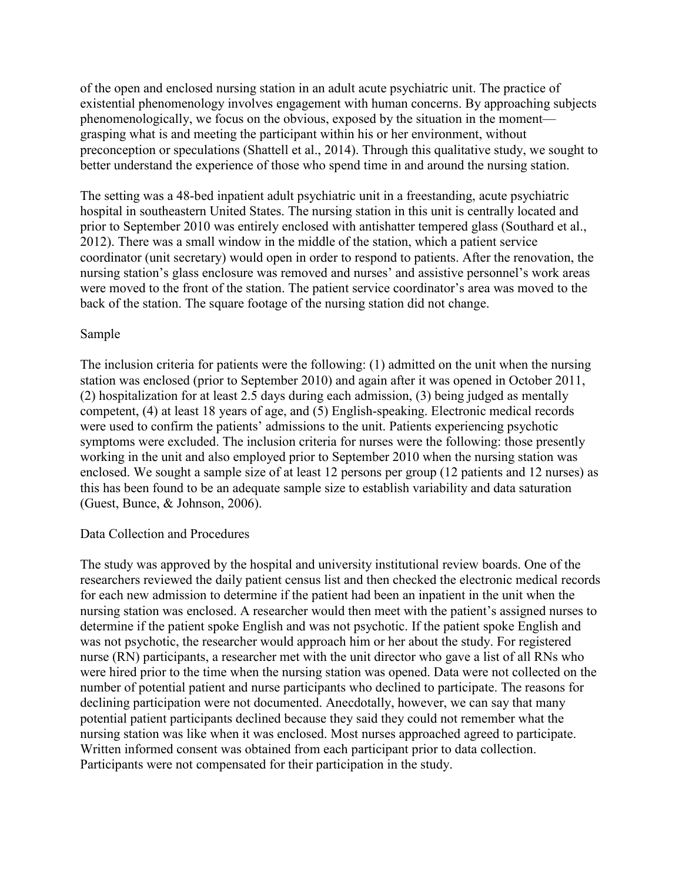of the open and enclosed nursing station in an adult acute psychiatric unit. The practice of existential phenomenology involves engagement with human concerns. By approaching subjects phenomenologically, we focus on the obvious, exposed by the situation in the moment—grasping what is and meeting the participant within his or her environment, without preconception or speculations (Shattell et al., 2014). Through this qualitative study, we sought to better understand the experience of those who spend time in and around the nursing station.

The setting was a 48-bed inpatient adult psychiatric unit in a freestanding, acute psychiatric hospital in southeastern United States. The nursing station in this unit is centrally located and prior to September 2010 was entirely enclosed with antishatter tempered glass (Southard et al., 2012). There was a small window in the middle of the station, which a patient service coordinator (unit secretary) would open in order to respond to patients. After the renovation, the nursing station's glass enclosure was removed and nurses' and assistive personnel's work areas were moved to the front of the station. The patient service coordinator's area was moved to the back of the station. The square footage of the nursing station did not change.

## Sample

The inclusion criteria for patients were the following: (1) admitted on the unit when the nursing station was enclosed (prior to September 2010) and again after it was opened in October 2011, (2) hospitalization for at least 2.5 days during each admission, (3) being judged as mentally competent, (4) at least 18 years of age, and (5) English-speaking. Electronic medical records were used to confirm the patients' admissions to the unit. Patients experiencing psychotic symptoms were excluded. The inclusion criteria for nurses were the following: those presently working in the unit and also employed prior to September 2010 when the nursing station was enclosed. We sought a sample size of at least 12 persons per group (12 patients and 12 nurses) as this has been found to be an adequate sample size to establish variability and data saturation (Guest, Bunce, & Johnson, 2006).

## Data Collection and Procedures

The study was approved by the hospital and university institutional review boards. One of the researchers reviewed the daily patient census list and then checked the electronic medical records for each new admission to determine if the patient had been an inpatient in the unit when the nursing station was enclosed. A researcher would then meet with the patient's assigned nurses to determine if the patient spoke English and was not psychotic. If the patient spoke English and was not psychotic, the researcher would approach him or her about the study. For registered nurse (RN) participants, a researcher met with the unit director who gave a list of all RNs who were hired prior to the time when the nursing station was opened. Data were not collected on the number of potential patient and nurse participants who declined to participate. The reasons for declining participation were not documented. Anecdotally, however, we can say that many potential patient participants declined because they said they could not remember what the nursing station was like when it was enclosed. Most nurses approached agreed to participate. Written informed consent was obtained from each participant prior to data collection. Participants were not compensated for their participation in the study.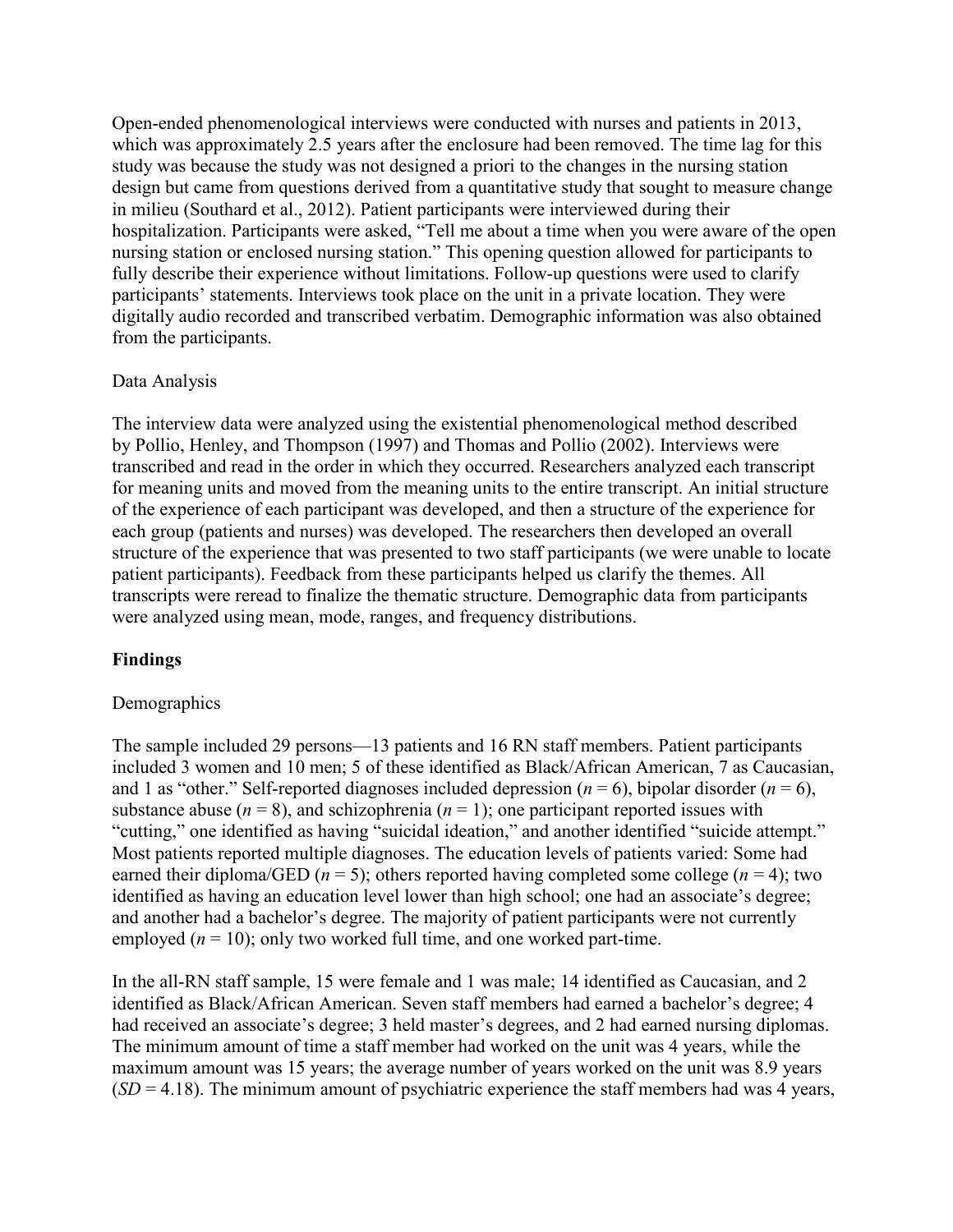Open-ended phenomenological interviews were conducted with nurses and patients in 2013, which was approximately 2.5 years after the enclosure had been removed. The time lag for this study was because the study was not designed a priori to the changes in the nursing station design but came from questions derived from a quantitative study that sought to measure change in milieu (Southard et al., 2012). Patient participants were interviewed during their hospitalization. Participants were asked, "Tell me about a time when you were aware of the open nursing station or enclosed nursing station." This opening question allowed for participants to fully describe their experience without limitations. Follow-up questions were used to clarify participants' statements. Interviews took place on the unit in a private location. They were digitally audio recorded and transcribed verbatim. Demographic information was also obtained from the participants.

### Data Analysis

The interview data were analyzed using the existential phenomenological method described by Pollio, Henley, and Thompson (1997) and Thomas and Pollio (2002). Interviews were transcribed and read in the order in which they occurred. Researchers analyzed each transcript for meaning units and moved from the meaning units to the entire transcript. An initial structure of the experience of each participant was developed, and then a structure of the experience for each group (patients and nurses) was developed. The researchers then developed an overall structure of the experience that was presented to two staff participants (we were unable to locate patient participants). Feedback from these participants helped us clarify the themes. All transcripts were reread to finalize the thematic structure. Demographic data from participants were analyzed using mean, mode, ranges, and frequency distributions.

## Findings

### Demographics

The sample included 29 persons—13 patients and 16 RN staff members. Patient participants included 3 women and 10 men; 5 of these identified as Black/African American, 7 as Caucasian, and 1 as "other." Self-reported diagnoses included depression ($n = 6$), bipolar disorder ($n = 6$), substance abuse ($n = 8$), and schizophrenia ($n = 1$); one participant reported issues with "cutting," one identified as having "suicidal ideation," and another identified "suicide attempt." Most patients reported multiple diagnoses. The education levels of patients varied: Some had earned their diploma/GED ($n = 5$); others reported having completed some college ($n = 4$); two identified as having an education level lower than high school; one had an associate's degree; and another had a bachelor's degree. The majority of patient participants were not currently employed ($n = 10$); only two worked full time, and one worked part-time.

In the all-RN staff sample, 15 were female and 1 was male; 14 identified as Caucasian, and 2 identified as Black/African American. Seven staff members had earned a bachelor's degree; 4 had received an associate's degree; 3 held master's degrees, and 2 had earned nursing diplomas. The minimum amount of time a staff member had worked on the unit was 4 years, while the maximum amount was 15 years; the average number of years worked on the unit was 8.9 years ($SD = 4.18$). The minimum amount of psychiatric experience the staff members had was 4 years,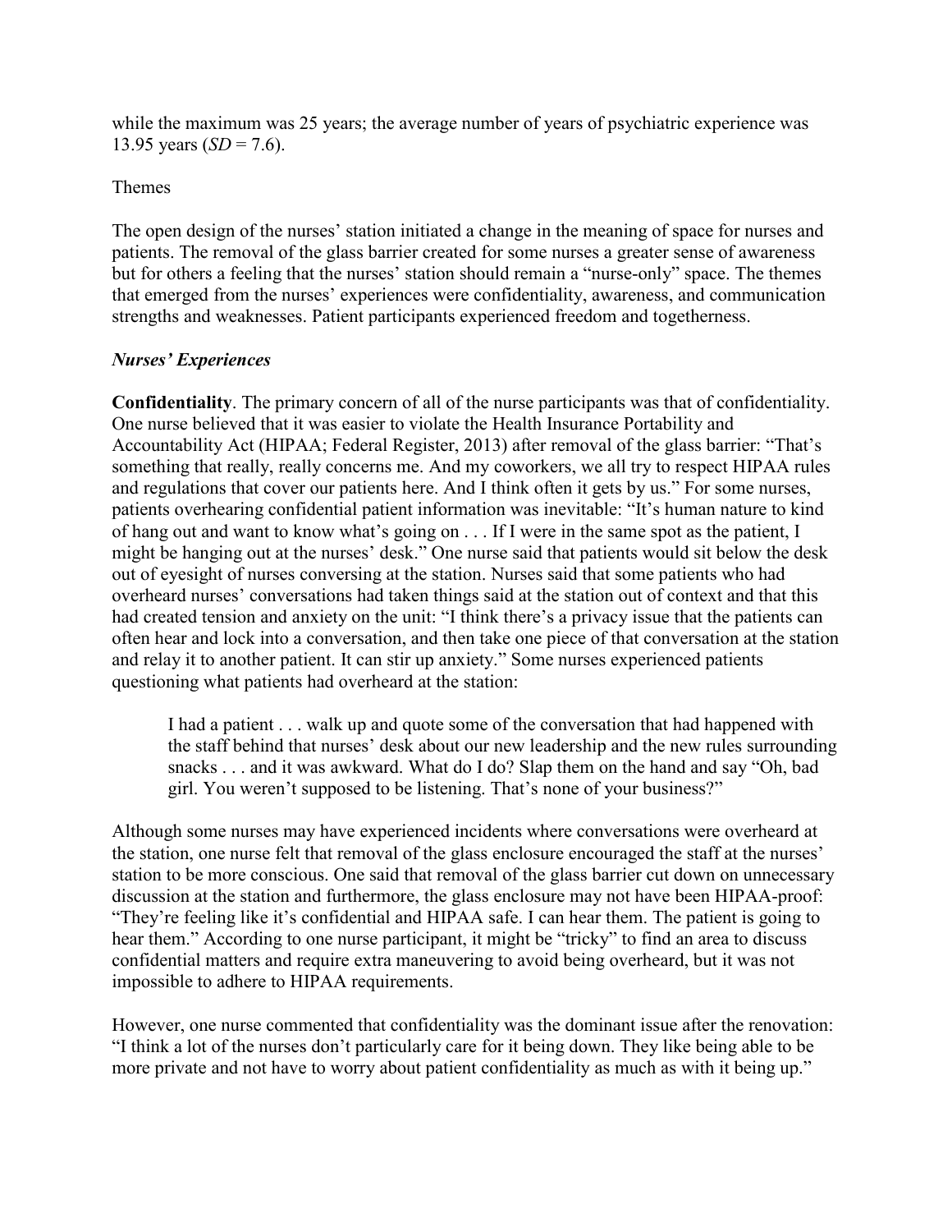while the maximum was 25 years; the average number of years of psychiatric experience was 13.95 years (*SD* = 7.6).

## Themes

The open design of the nurses' station initiated a change in the meaning of space for nurses and patients. The removal of the glass barrier created for some nurses a greater sense of awareness but for others a feeling that the nurses' station should remain a "nurse-only" space. The themes that emerged from the nurses' experiences were confidentiality, awareness, and communication strengths and weaknesses. Patient participants experienced freedom and togetherness.

### *Nurses' Experiences*

**Confidentiality**. The primary concern of all of the nurse participants was that of confidentiality. One nurse believed that it was easier to violate the Health Insurance Portability and Accountability Act (HIPAA; Federal Register, 2013) after removal of the glass barrier: "That's something that really, really concerns me. And my coworkers, we all try to respect HIPAA rules and regulations that cover our patients here. And I think often it gets by us." For some nurses, patients overhearing confidential patient information was inevitable: "It's human nature to kind of hang out and want to know what's going on . . . If I were in the same spot as the patient, I might be hanging out at the nurses' desk." One nurse said that patients would sit below the desk out of eyesight of nurses conversing at the station. Nurses said that some patients who had overheard nurses' conversations had taken things said at the station out of context and that this had created tension and anxiety on the unit: "I think there's a privacy issue that the patients can often hear and lock into a conversation, and then take one piece of that conversation at the station and relay it to another patient. It can stir up anxiety." Some nurses experienced patients questioning what patients had overheard at the station:

> I had a patient . . . walk up and quote some of the conversation that had happened with the staff behind that nurses' desk about our new leadership and the new rules surrounding snacks . . . and it was awkward. What do I do? Slap them on the hand and say "Oh, bad girl. You weren't supposed to be listening. That's none of your business?"

Although some nurses may have experienced incidents where conversations were overheard at the station, one nurse felt that removal of the glass enclosure encouraged the staff at the nurses' station to be more conscious. One said that removal of the glass barrier cut down on unnecessary discussion at the station and furthermore, the glass enclosure may not have been HIPAA-proof: "They're feeling like it's confidential and HIPAA safe. I can hear them. The patient is going to hear them." According to one nurse participant, it might be "tricky" to find an area to discuss confidential matters and require extra maneuvering to avoid being overheard, but it was not impossible to adhere to HIPAA requirements.

However, one nurse commented that confidentiality was the dominant issue after the renovation: "I think a lot of the nurses don't particularly care for it being down. They like being able to be more private and not have to worry about patient confidentiality as much as with it being up."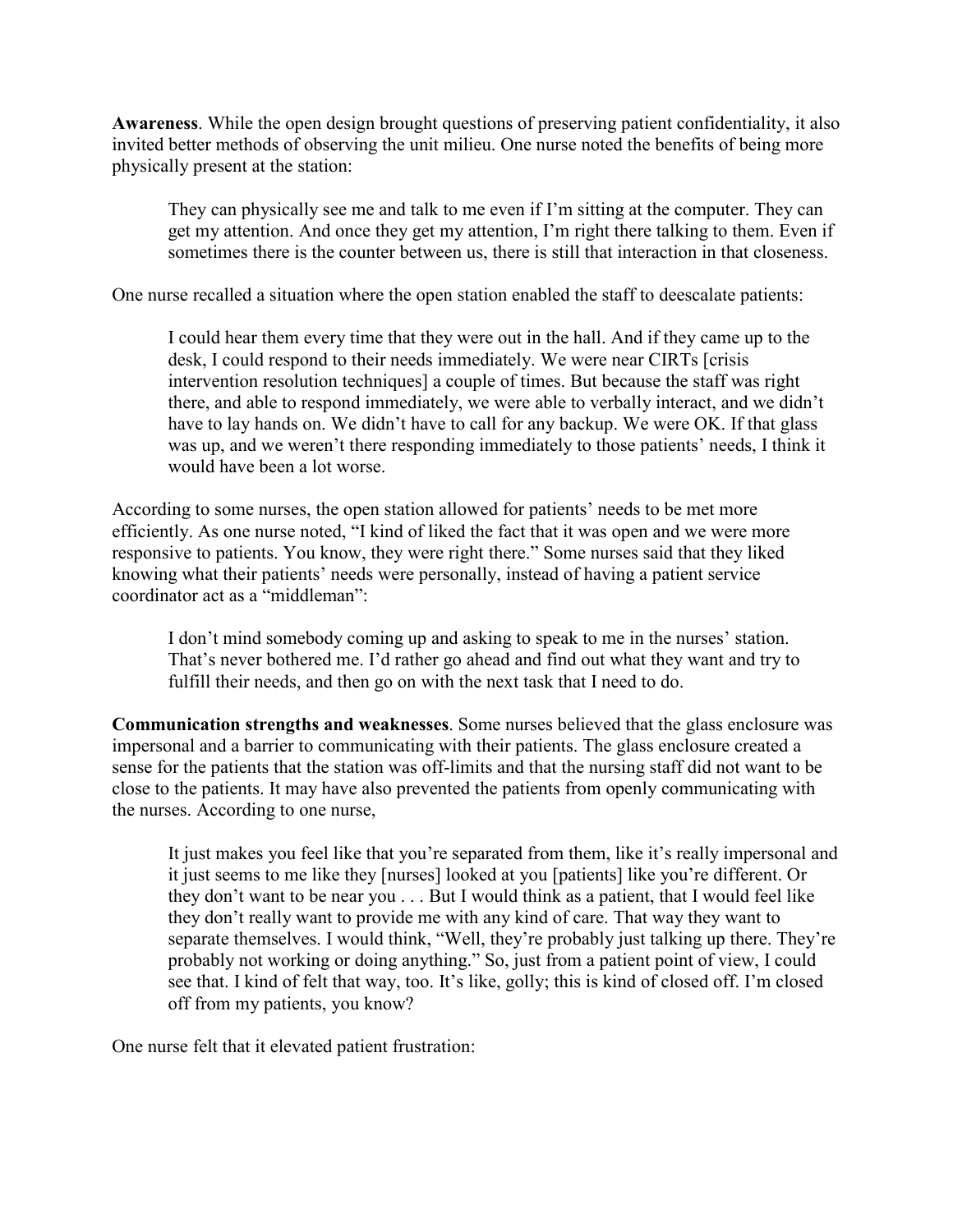**Awareness**. While the open design brought questions of preserving patient confidentiality, it also invited better methods of observing the unit milieu. One nurse noted the benefits of being more physically present at the station:

> They can physically see me and talk to me even if I'm sitting at the computer. They can get my attention. And once they get my attention, I'm right there talking to them. Even if sometimes there is the counter between us, there is still that interaction in that closeness.

One nurse recalled a situation where the open station enabled the staff to deescalate patients:

> I could hear them every time that they were out in the hall. And if they came up to the desk, I could respond to their needs immediately. We were near CIRTs [crisis intervention resolution techniques] a couple of times. But because the staff was right there, and able to respond immediately, we were able to verbally interact, and we didn't have to lay hands on. We didn't have to call for any backup. We were OK. If that glass was up, and we weren't there responding immediately to those patients' needs, I think it would have been a lot worse.

According to some nurses, the open station allowed for patients' needs to be met more efficiently. As one nurse noted, "I kind of liked the fact that it was open and we were more responsive to patients. You know, they were right there." Some nurses said that they liked knowing what their patients' needs were personally, instead of having a patient service coordinator act as a "middleman":

> I don't mind somebody coming up and asking to speak to me in the nurses' station. That's never bothered me. I'd rather go ahead and find out what they want and try to fulfill their needs, and then go on with the next task that I need to do.

**Communication strengths and weaknesses**. Some nurses believed that the glass enclosure was impersonal and a barrier to communicating with their patients. The glass enclosure created a sense for the patients that the station was off-limits and that the nursing staff did not want to be close to the patients. It may have also prevented the patients from openly communicating with the nurses. According to one nurse,

> It just makes you feel like that you're separated from them, like it's really impersonal and it just seems to me like they [nurses] looked at you [patients] like you're different. Or they don't want to be near you . . . But I would think as a patient, that I would feel like they don't really want to provide me with any kind of care. That way they want to separate themselves. I would think, "Well, they're probably just talking up there. They're probably not working or doing anything." So, just from a patient point of view, I could see that. I kind of felt that way, too. It's like, golly; this is kind of closed off. I'm closed off from my patients, you know?

One nurse felt that it elevated patient frustration: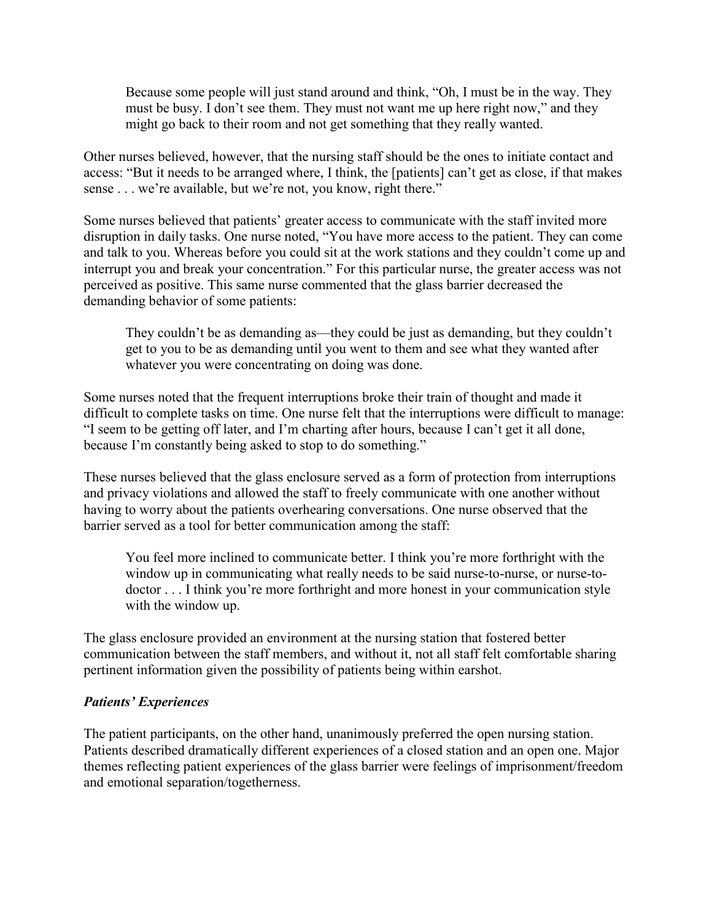> Because some people will just stand around and think, "Oh, I must be in the way. They must be busy. I don't see them. They must not want me up here right now," and they might go back to their room and not get something that they really wanted.

Other nurses believed, however, that the nursing staff should be the ones to initiate contact and access: "But it needs to be arranged where, I think, the [patients] can't get as close, if that makes sense . . . we're available, but we're not, you know, right there."

Some nurses believed that patients' greater access to communicate with the staff invited more disruption in daily tasks. One nurse noted, "You have more access to the patient. They can come and talk to you. Whereas before you could sit at the work stations and they couldn't come up and interrupt you and break your concentration." For this particular nurse, the greater access was not perceived as positive. This same nurse commented that the glass barrier decreased the demanding behavior of some patients:

> They couldn't be as demanding as—they could be just as demanding, but they couldn't get to you to be as demanding until you went to them and see what they wanted after whatever you were concentrating on doing was done.

Some nurses noted that the frequent interruptions broke their train of thought and made it difficult to complete tasks on time. One nurse felt that the interruptions were difficult to manage: "I seem to be getting off later, and I'm charting after hours, because I can't get it all done, because I'm constantly being asked to stop to do something."

These nurses believed that the glass enclosure served as a form of protection from interruptions and privacy violations and allowed the staff to freely communicate with one another without having to worry about the patients overhearing conversations. One nurse observed that the barrier served as a tool for better communication among the staff:

> You feel more inclined to communicate better. I think you're more forthright with the window up in communicating what really needs to be said nurse-to-nurse, or nurse-to-doctor . . . I think you're more forthright and more honest in your communication style with the window up.

The glass enclosure provided an environment at the nursing station that fostered better communication between the staff members, and without it, not all staff felt comfortable sharing pertinent information given the possibility of patients being within earshot.

### *Patients' Experiences*

The patient participants, on the other hand, unanimously preferred the open nursing station. Patients described dramatically different experiences of a closed station and an open one. Major themes reflecting patient experiences of the glass barrier were feelings of imprisonment/freedom and emotional separation/togetherness.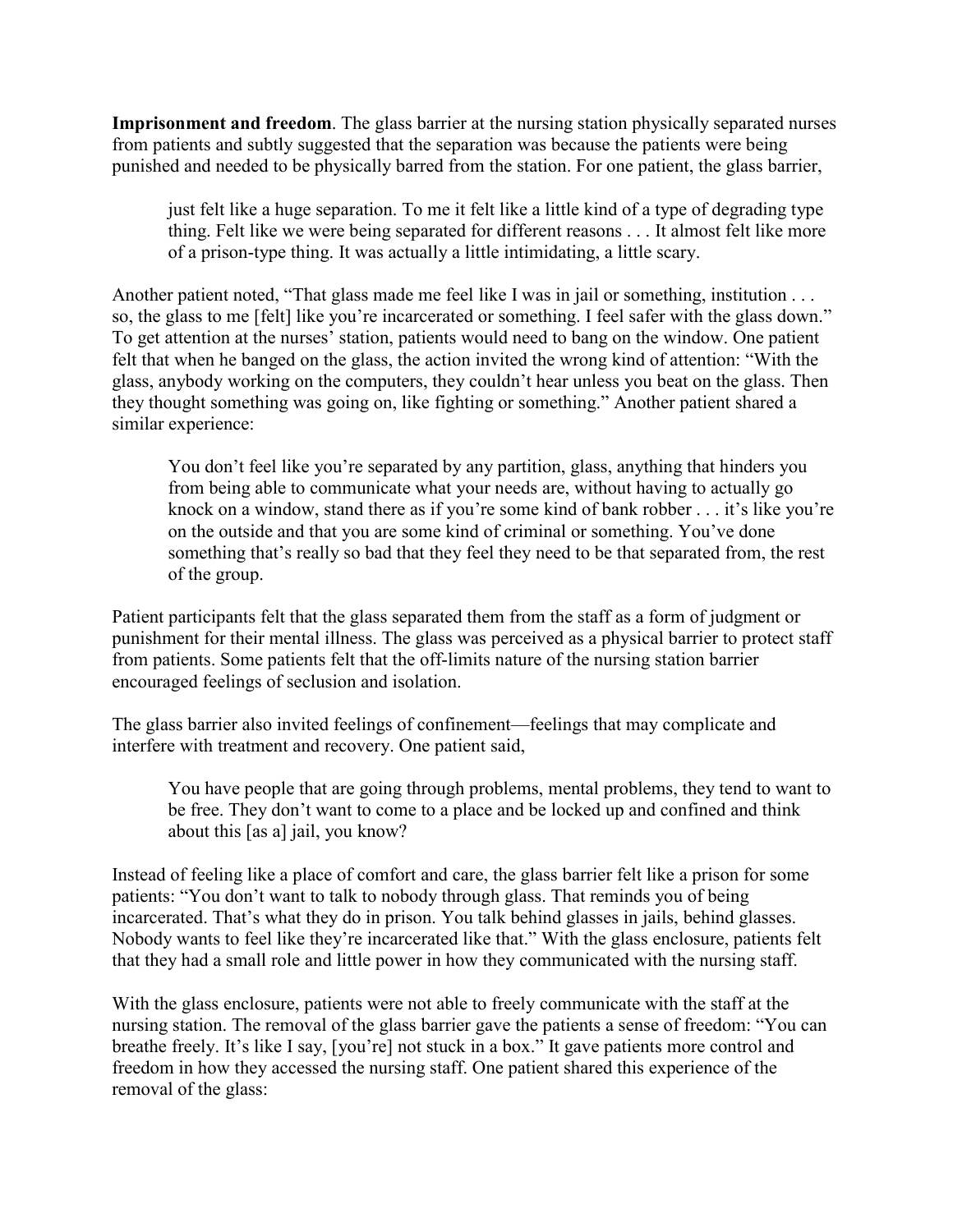**Imprisonment and freedom**. The glass barrier at the nursing station physically separated nurses from patients and subtly suggested that the separation was because the patients were being punished and needed to be physically barred from the station. For one patient, the glass barrier,

> just felt like a huge separation. To me it felt like a little kind of a type of degrading type thing. Felt like we were being separated for different reasons . . . It almost felt like more of a prison-type thing. It was actually a little intimidating, a little scary.

Another patient noted, "That glass made me feel like I was in jail or something, institution . . . so, the glass to me [felt] like you're incarcerated or something. I feel safer with the glass down." To get attention at the nurses' station, patients would need to bang on the window. One patient felt that when he banged on the glass, the action invited the wrong kind of attention: "With the glass, anybody working on the computers, they couldn't hear unless you beat on the glass. Then they thought something was going on, like fighting or something." Another patient shared a similar experience:

> You don't feel like you're separated by any partition, glass, anything that hinders you from being able to communicate what your needs are, without having to actually go knock on a window, stand there as if you're some kind of bank robber . . . it's like you're on the outside and that you are some kind of criminal or something. You've done something that's really so bad that they feel they need to be that separated from, the rest of the group.

Patient participants felt that the glass separated them from the staff as a form of judgment or punishment for their mental illness. The glass was perceived as a physical barrier to protect staff from patients. Some patients felt that the off-limits nature of the nursing station barrier encouraged feelings of seclusion and isolation.

The glass barrier also invited feelings of confinement—feelings that may complicate and interfere with treatment and recovery. One patient said,

> You have people that are going through problems, mental problems, they tend to want to be free. They don't want to come to a place and be locked up and confined and think about this [as a] jail, you know?

Instead of feeling like a place of comfort and care, the glass barrier felt like a prison for some patients: "You don't want to talk to nobody through glass. That reminds you of being incarcerated. That's what they do in prison. You talk behind glasses in jails, behind glasses. Nobody wants to feel like they're incarcerated like that." With the glass enclosure, patients felt that they had a small role and little power in how they communicated with the nursing staff.

With the glass enclosure, patients were not able to freely communicate with the staff at the nursing station. The removal of the glass barrier gave the patients a sense of freedom: "You can breathe freely. It's like I say, [you're] not stuck in a box." It gave patients more control and freedom in how they accessed the nursing staff. One patient shared this experience of the removal of the glass: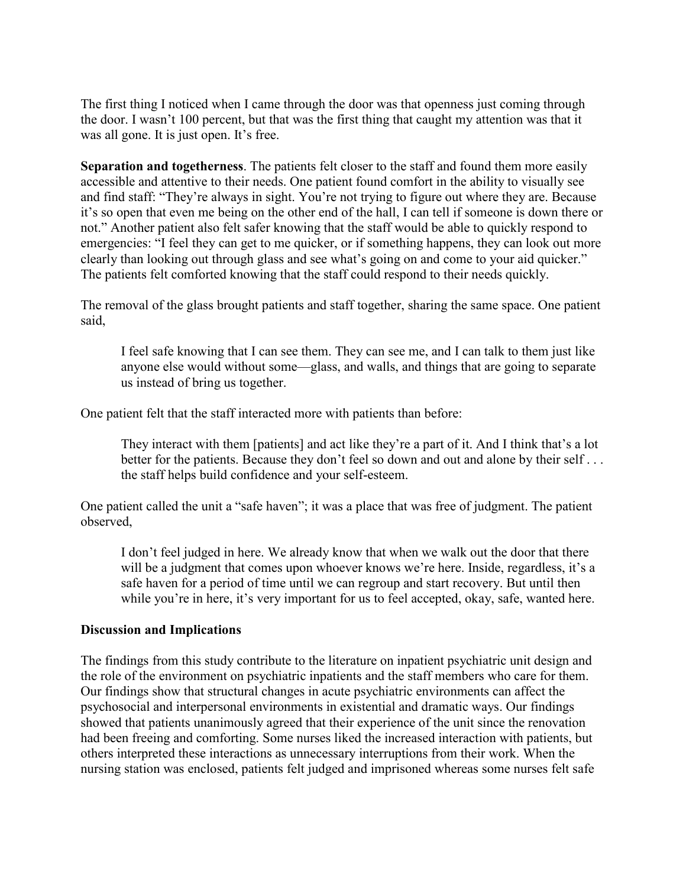The first thing I noticed when I came through the door was that openness just coming through the door. I wasn't 100 percent, but that was the first thing that caught my attention was that it was all gone. It is just open. It's free.

**Separation and togetherness**. The patients felt closer to the staff and found them more easily accessible and attentive to their needs. One patient found comfort in the ability to visually see and find staff: "They're always in sight. You're not trying to figure out where they are. Because it's so open that even me being on the other end of the hall, I can tell if someone is down there or not." Another patient also felt safer knowing that the staff would be able to quickly respond to emergencies: "I feel they can get to me quicker, or if something happens, they can look out more clearly than looking out through glass and see what's going on and come to your aid quicker." The patients felt comforted knowing that the staff could respond to their needs quickly.

The removal of the glass brought patients and staff together, sharing the same space. One patient said,

> I feel safe knowing that I can see them. They can see me, and I can talk to them just like anyone else would without some—glass, and walls, and things that are going to separate us instead of bring us together.

One patient felt that the staff interacted more with patients than before:

> They interact with them [patients] and act like they're a part of it. And I think that's a lot better for the patients. Because they don't feel so down and out and alone by their self . . . the staff helps build confidence and your self-esteem.

One patient called the unit a "safe haven"; it was a place that was free of judgment. The patient observed,

> I don't feel judged in here. We already know that when we walk out the door that there will be a judgment that comes upon whoever knows we're here. Inside, regardless, it's a safe haven for a period of time until we can regroup and start recovery. But until then while you're in here, it's very important for us to feel accepted, okay, safe, wanted here.

## Discussion and Implications

The findings from this study contribute to the literature on inpatient psychiatric unit design and the role of the environment on psychiatric inpatients and the staff members who care for them. Our findings show that structural changes in acute psychiatric environments can affect the psychosocial and interpersonal environments in existential and dramatic ways. Our findings showed that patients unanimously agreed that their experience of the unit since the renovation had been freeing and comforting. Some nurses liked the increased interaction with patients, but others interpreted these interactions as unnecessary interruptions from their work. When the nursing station was enclosed, patients felt judged and imprisoned whereas some nurses felt safe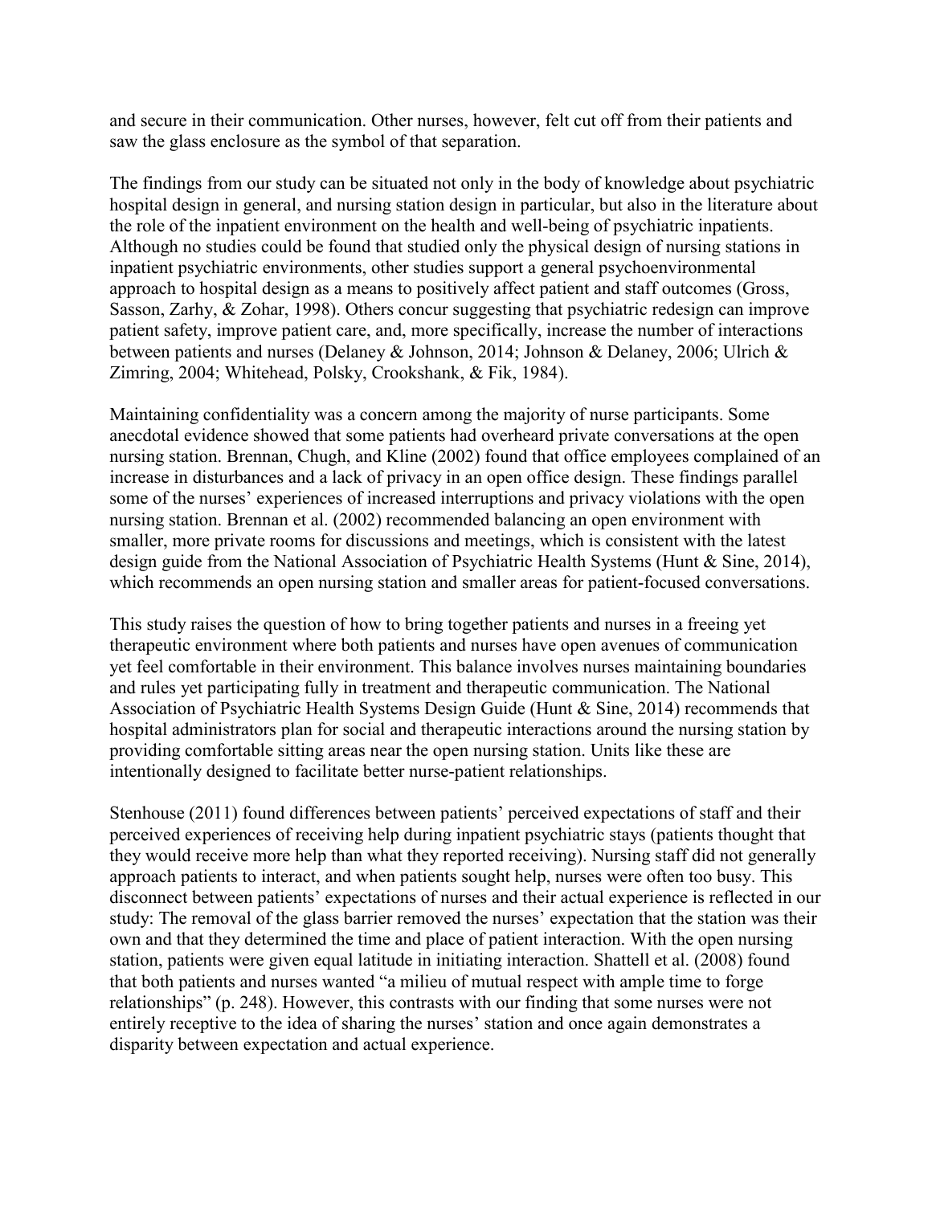and secure in their communication. Other nurses, however, felt cut off from their patients and saw the glass enclosure as the symbol of that separation.

The findings from our study can be situated not only in the body of knowledge about psychiatric hospital design in general, and nursing station design in particular, but also in the literature about the role of the inpatient environment on the health and well-being of psychiatric inpatients. Although no studies could be found that studied only the physical design of nursing stations in inpatient psychiatric environments, other studies support a general psychoenvironmental approach to hospital design as a means to positively affect patient and staff outcomes (Gross, Sasson, Zarhy, & Zohar, 1998). Others concur suggesting that psychiatric redesign can improve patient safety, improve patient care, and, more specifically, increase the number of interactions between patients and nurses (Delaney & Johnson, 2014; Johnson & Delaney, 2006; Ulrich & Zimring, 2004; Whitehead, Polsky, Crookshank, & Fik, 1984).

Maintaining confidentiality was a concern among the majority of nurse participants. Some anecdotal evidence showed that some patients had overheard private conversations at the open nursing station. Brennan, Chugh, and Kline (2002) found that office employees complained of an increase in disturbances and a lack of privacy in an open office design. These findings parallel some of the nurses' experiences of increased interruptions and privacy violations with the open nursing station. Brennan et al. (2002) recommended balancing an open environment with smaller, more private rooms for discussions and meetings, which is consistent with the latest design guide from the National Association of Psychiatric Health Systems (Hunt & Sine, 2014), which recommends an open nursing station and smaller areas for patient-focused conversations.

This study raises the question of how to bring together patients and nurses in a freeing yet therapeutic environment where both patients and nurses have open avenues of communication yet feel comfortable in their environment. This balance involves nurses maintaining boundaries and rules yet participating fully in treatment and therapeutic communication. The National Association of Psychiatric Health Systems Design Guide (Hunt & Sine, 2014) recommends that hospital administrators plan for social and therapeutic interactions around the nursing station by providing comfortable sitting areas near the open nursing station. Units like these are intentionally designed to facilitate better nurse-patient relationships.

Stenhouse (2011) found differences between patients' perceived expectations of staff and their perceived experiences of receiving help during inpatient psychiatric stays (patients thought that they would receive more help than what they reported receiving). Nursing staff did not generally approach patients to interact, and when patients sought help, nurses were often too busy. This disconnect between patients' expectations of nurses and their actual experience is reflected in our study: The removal of the glass barrier removed the nurses' expectation that the station was their own and that they determined the time and place of patient interaction. With the open nursing station, patients were given equal latitude in initiating interaction. Shattell et al. (2008) found that both patients and nurses wanted "a milieu of mutual respect with ample time to forge relationships" (p. 248). However, this contrasts with our finding that some nurses were not entirely receptive to the idea of sharing the nurses' station and once again demonstrates a disparity between expectation and actual experience.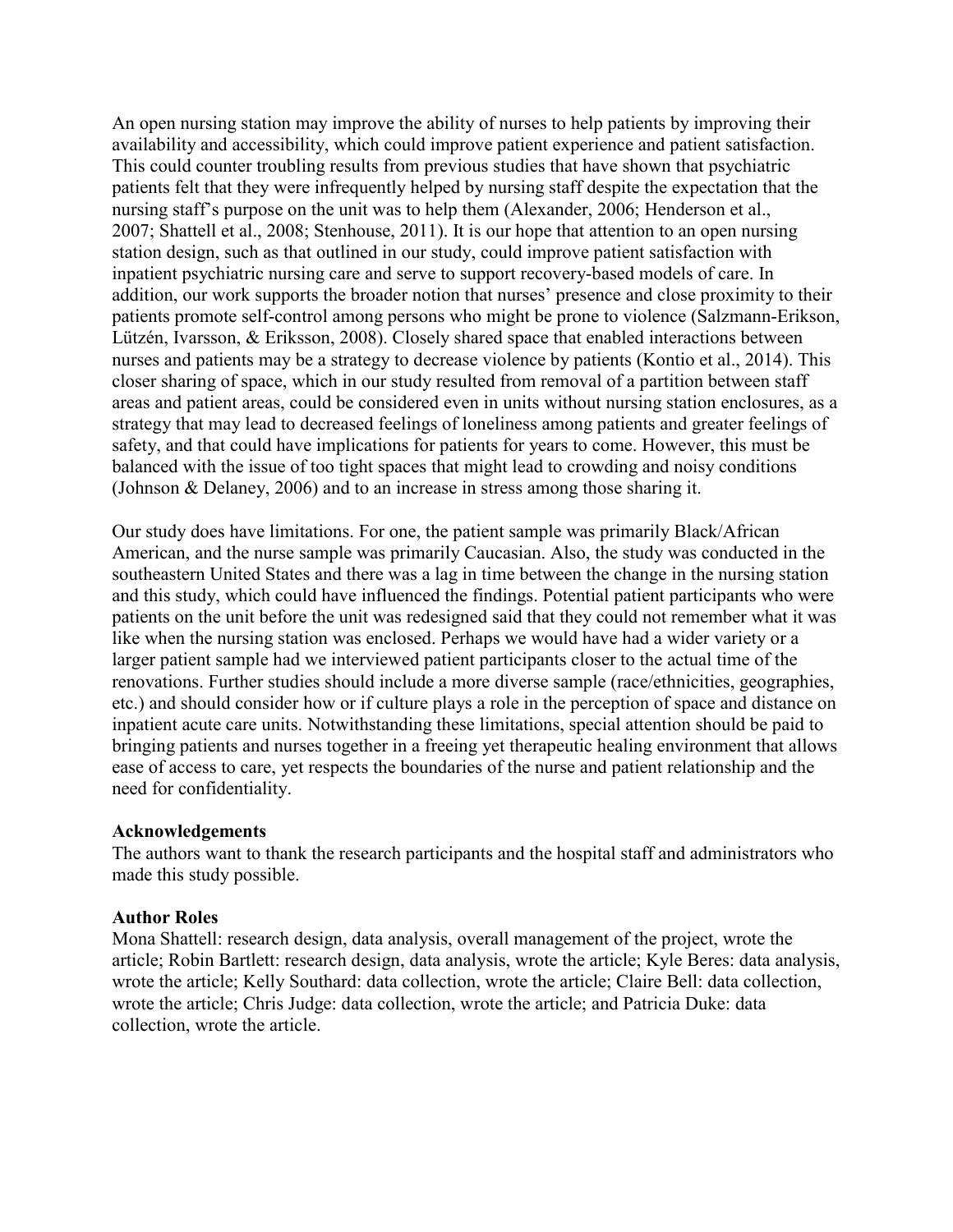An open nursing station may improve the ability of nurses to help patients by improving their availability and accessibility, which could improve patient experience and patient satisfaction. This could counter troubling results from previous studies that have shown that psychiatric patients felt that they were infrequently helped by nursing staff despite the expectation that the nursing staff's purpose on the unit was to help them (Alexander, 2006; Henderson et al., 2007; Shattell et al., 2008; Stenhouse, 2011). It is our hope that attention to an open nursing station design, such as that outlined in our study, could improve patient satisfaction with inpatient psychiatric nursing care and serve to support recovery-based models of care. In addition, our work supports the broader notion that nurses' presence and close proximity to their patients promote self-control among persons who might be prone to violence (Salzmann-Erikson, Lützén, Ivarsson, & Eriksson, 2008). Closely shared space that enabled interactions between nurses and patients may be a strategy to decrease violence by patients (Kontio et al., 2014). This closer sharing of space, which in our study resulted from removal of a partition between staff areas and patient areas, could be considered even in units without nursing station enclosures, as a strategy that may lead to decreased feelings of loneliness among patients and greater feelings of safety, and that could have implications for patients for years to come. However, this must be balanced with the issue of too tight spaces that might lead to crowding and noisy conditions (Johnson & Delaney, 2006) and to an increase in stress among those sharing it.

Our study does have limitations. For one, the patient sample was primarily Black/African American, and the nurse sample was primarily Caucasian. Also, the study was conducted in the southeastern United States and there was a lag in time between the change in the nursing station and this study, which could have influenced the findings. Potential patient participants who were patients on the unit before the unit was redesigned said that they could not remember what it was like when the nursing station was enclosed. Perhaps we would have had a wider variety or a larger patient sample had we interviewed patient participants closer to the actual time of the renovations. Further studies should include a more diverse sample (race/ethnicities, geographies, etc.) and should consider how or if culture plays a role in the perception of space and distance on inpatient acute care units. Notwithstanding these limitations, special attention should be paid to bringing patients and nurses together in a freeing yet therapeutic healing environment that allows ease of access to care, yet respects the boundaries of the nurse and patient relationship and the need for confidentiality.

**Acknowledgements**

The authors want to thank the research participants and the hospital staff and administrators who made this study possible.

**Author Roles**

Mona Shattell: research design, data analysis, overall management of the project, wrote the article; Robin Bartlett: research design, data analysis, wrote the article; Kyle Beres: data analysis, wrote the article; Kelly Southard: data collection, wrote the article; Claire Bell: data collection, wrote the article; Chris Judge: data collection, wrote the article; and Patricia Duke: data collection, wrote the article.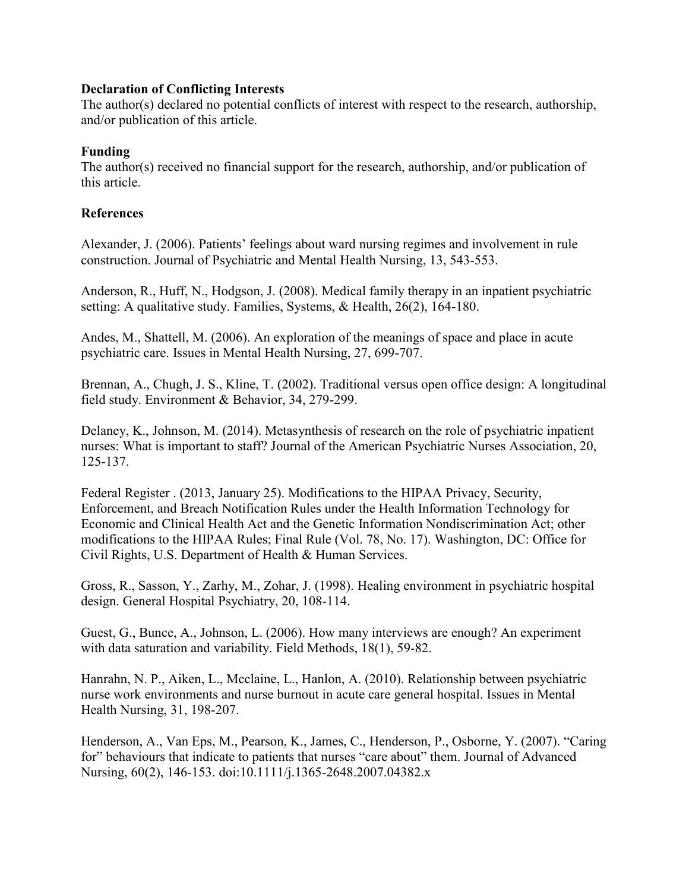**Declaration of Conflicting Interests**
The author(s) declared no potential conflicts of interest with respect to the research, authorship, and/or publication of this article.

**Funding**
The author(s) received no financial support for the research, authorship, and/or publication of this article.

**References**

Alexander, J. (2006). Patients' feelings about ward nursing regimes and involvement in rule construction. Journal of Psychiatric and Mental Health Nursing, 13, 543-553.

Anderson, R., Huff, N., Hodgson, J. (2008). Medical family therapy in an inpatient psychiatric setting: A qualitative study. Families, Systems, & Health, 26(2), 164-180.

Andes, M., Shattell, M. (2006). An exploration of the meanings of space and place in acute psychiatric care. Issues in Mental Health Nursing, 27, 699-707.

Brennan, A., Chugh, J. S., Kline, T. (2002). Traditional versus open office design: A longitudinal field study. Environment & Behavior, 34, 279-299.

Delaney, K., Johnson, M. (2014). Metasynthesis of research on the role of psychiatric inpatient nurses: What is important to staff? Journal of the American Psychiatric Nurses Association, 20, 125-137.

Federal Register . (2013, January 25). Modifications to the HIPAA Privacy, Security, Enforcement, and Breach Notification Rules under the Health Information Technology for Economic and Clinical Health Act and the Genetic Information Nondiscrimination Act; other modifications to the HIPAA Rules; Final Rule (Vol. 78, No. 17). Washington, DC: Office for Civil Rights, U.S. Department of Health & Human Services.

Gross, R., Sasson, Y., Zarhy, M., Zohar, J. (1998). Healing environment in psychiatric hospital design. General Hospital Psychiatry, 20, 108-114.

Guest, G., Bunce, A., Johnson, L. (2006). How many interviews are enough? An experiment with data saturation and variability. Field Methods, 18(1), 59-82.

Hanrahn, N. P., Aiken, L., Mcclaine, L., Hanlon, A. (2010). Relationship between psychiatric nurse work environments and nurse burnout in acute care general hospital. Issues in Mental Health Nursing, 31, 198-207.

Henderson, A., Van Eps, M., Pearson, K., James, C., Henderson, P., Osborne, Y. (2007). "Caring for" behaviours that indicate to patients that nurses "care about" them. Journal of Advanced Nursing, 60(2), 146-153. doi:10.1111/j.1365-2648.2007.04382.x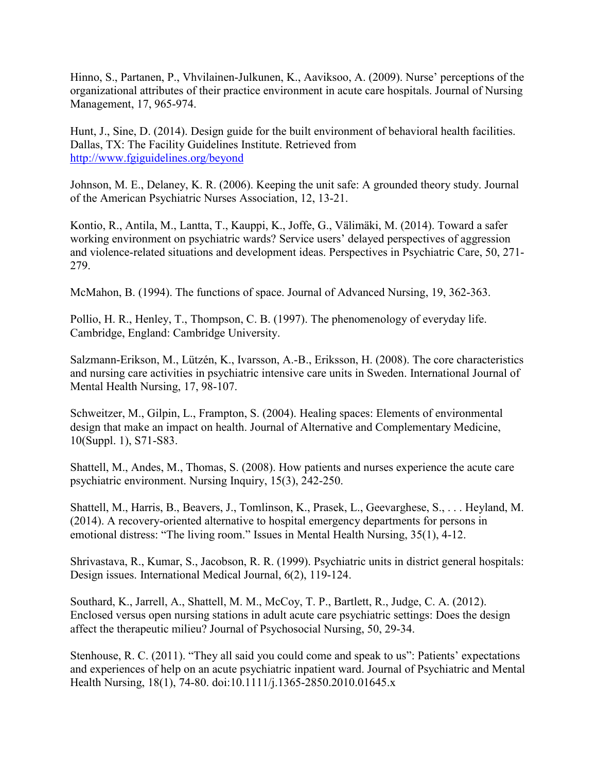Hinno, S., Partanen, P., Vhvilainen-Julkunen, K., Aaviksoo, A. (2009). Nurse' perceptions of the organizational attributes of their practice environment in acute care hospitals. Journal of Nursing Management, 17, 965-974.

Hunt, J., Sine, D. (2014). Design guide for the built environment of behavioral health facilities. Dallas, TX: The Facility Guidelines Institute. Retrieved from http://www.fgiguidelines.org/beyond

Johnson, M. E., Delaney, K. R. (2006). Keeping the unit safe: A grounded theory study. Journal of the American Psychiatric Nurses Association, 12, 13-21.

Kontio, R., Antila, M., Lantta, T., Kauppi, K., Joffe, G., Välimäki, M. (2014). Toward a safer working environment on psychiatric wards? Service users' delayed perspectives of aggression and violence-related situations and development ideas. Perspectives in Psychiatric Care, 50, 271-279.

McMahon, B. (1994). The functions of space. Journal of Advanced Nursing, 19, 362-363.

Pollio, H. R., Henley, T., Thompson, C. B. (1997). The phenomenology of everyday life. Cambridge, England: Cambridge University.

Salzmann-Erikson, M., Lützén, K., Ivarsson, A.-B., Eriksson, H. (2008). The core characteristics and nursing care activities in psychiatric intensive care units in Sweden. International Journal of Mental Health Nursing, 17, 98-107.

Schweitzer, M., Gilpin, L., Frampton, S. (2004). Healing spaces: Elements of environmental design that make an impact on health. Journal of Alternative and Complementary Medicine, 10(Suppl. 1), S71-S83.

Shattell, M., Andes, M., Thomas, S. (2008). How patients and nurses experience the acute care psychiatric environment. Nursing Inquiry, 15(3), 242-250.

Shattell, M., Harris, B., Beavers, J., Tomlinson, K., Prasek, L., Geevarghese, S., . . . Heyland, M. (2014). A recovery-oriented alternative to hospital emergency departments for persons in emotional distress: "The living room." Issues in Mental Health Nursing, 35(1), 4-12.

Shrivastava, R., Kumar, S., Jacobson, R. R. (1999). Psychiatric units in district general hospitals: Design issues. International Medical Journal, 6(2), 119-124.

Southard, K., Jarrell, A., Shattell, M. M., McCoy, T. P., Bartlett, R., Judge, C. A. (2012). Enclosed versus open nursing stations in adult acute care psychiatric settings: Does the design affect the therapeutic milieu? Journal of Psychosocial Nursing, 50, 29-34.

Stenhouse, R. C. (2011). "They all said you could come and speak to us": Patients' expectations and experiences of help on an acute psychiatric inpatient ward. Journal of Psychiatric and Mental Health Nursing, 18(1), 74-80. doi:10.1111/j.1365-2850.2010.01645.x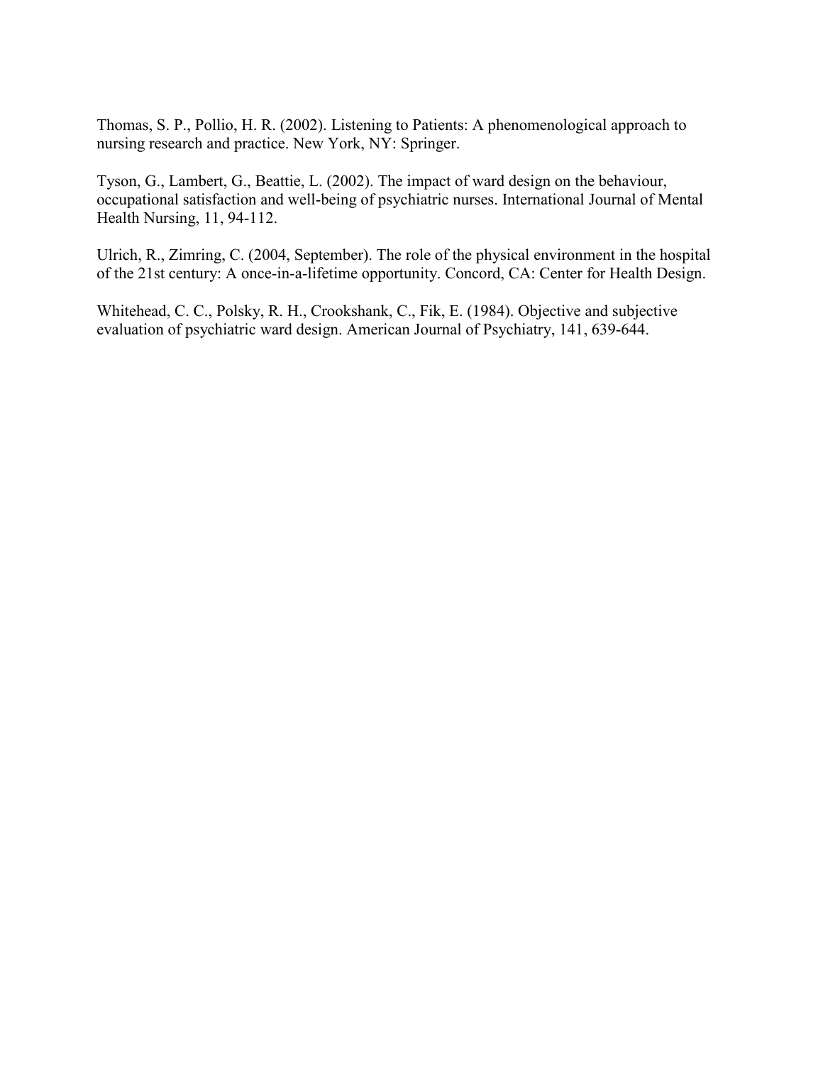Thomas, S. P., Pollio, H. R. (2002). Listening to Patients: A phenomenological approach to nursing research and practice. New York, NY: Springer.

Tyson, G., Lambert, G., Beattie, L. (2002). The impact of ward design on the behaviour, occupational satisfaction and well-being of psychiatric nurses. International Journal of Mental Health Nursing, 11, 94-112.

Ulrich, R., Zimring, C. (2004, September). The role of the physical environment in the hospital of the 21st century: A once-in-a-lifetime opportunity. Concord, CA: Center for Health Design.

Whitehead, C. C., Polsky, R. H., Crookshank, C., Fik, E. (1984). Objective and subjective evaluation of psychiatric ward design. American Journal of Psychiatry, 141, 639-644.